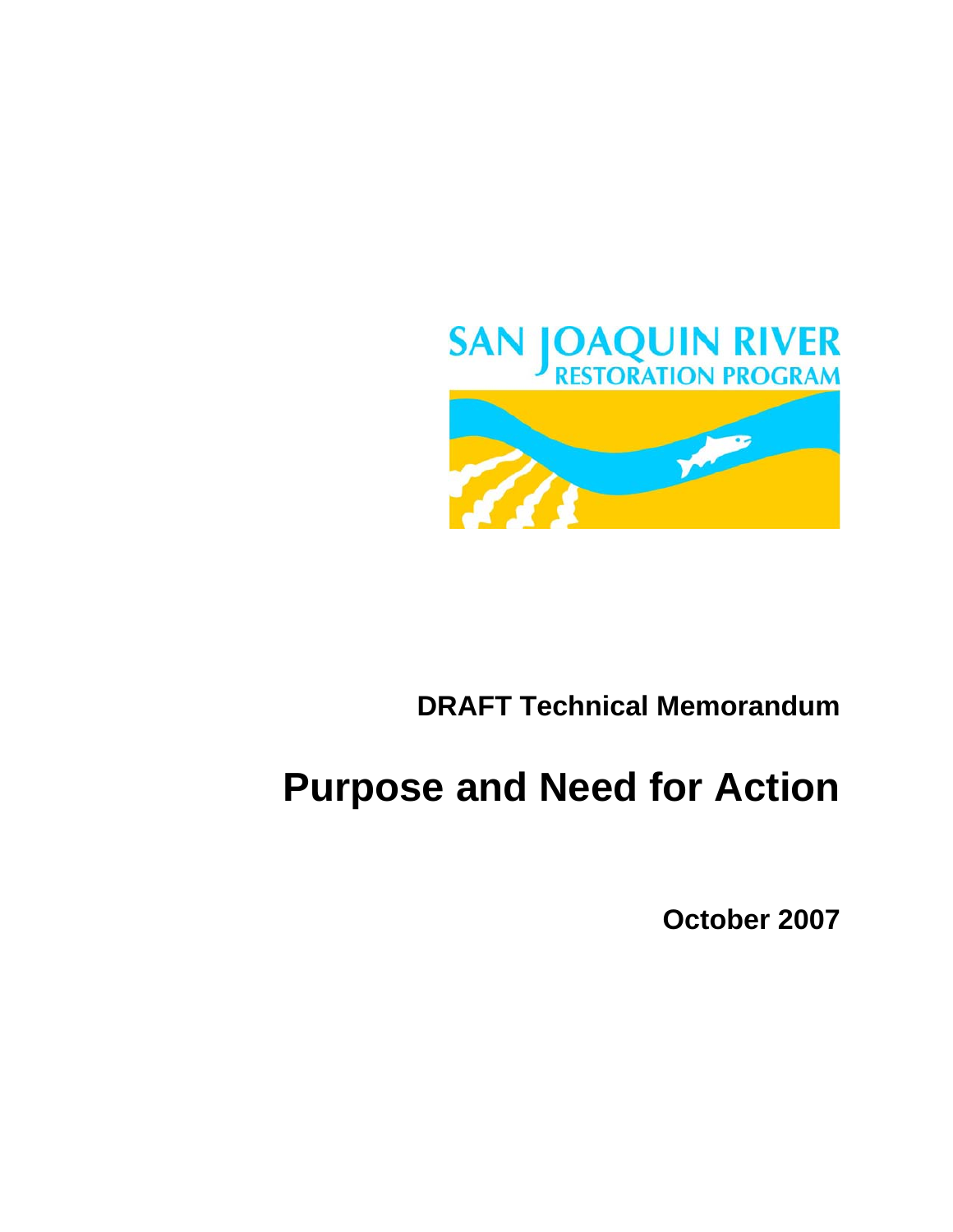SAN JOAQUIN RIVER
RESTORATION PROGRAM

**DRAFT Technical Memorandum**

# Purpose and Need for Action

**October 2007**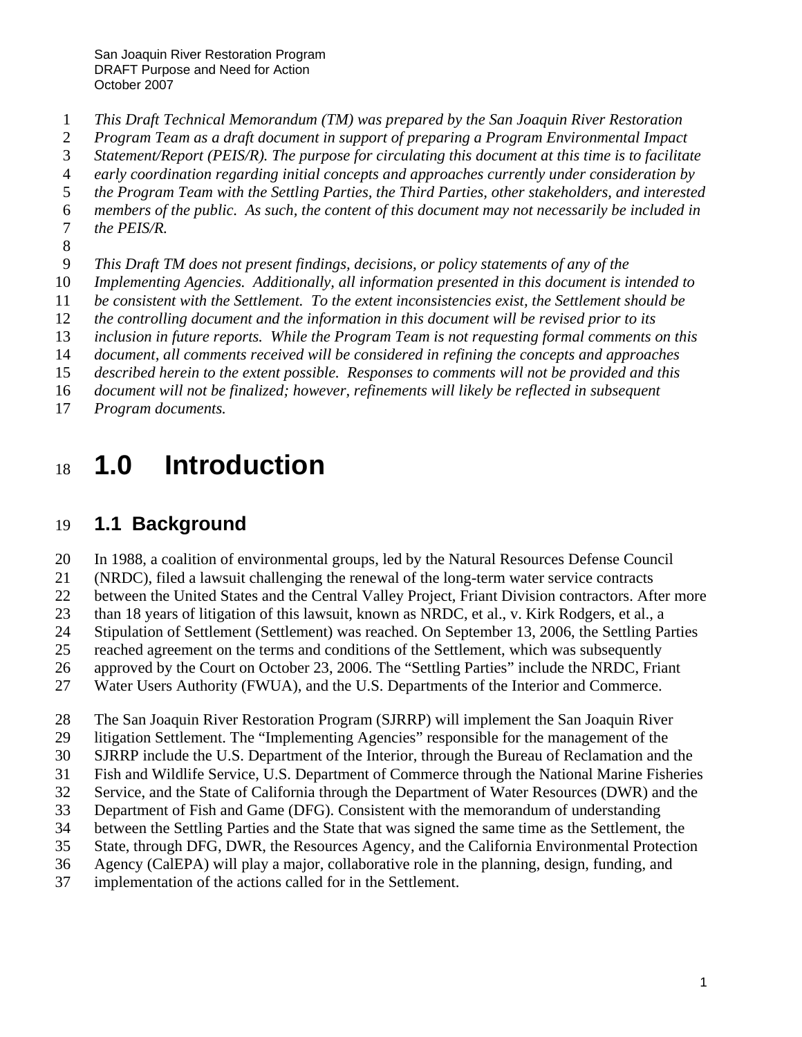*This Draft Technical Memorandum (TM) was prepared by the San Joaquin River Restoration Program Team as a draft document in support of preparing a Program Environmental Impact Statement/Report (PEIS/R). The purpose for circulating this document at this time is to facilitate early coordination regarding initial concepts and approaches currently under consideration by the Program Team with the Settling Parties, the Third Parties, other stakeholders, and interested members of the public. As such, the content of this document may not necessarily be included in the PEIS/R.*

*This Draft TM does not present findings, decisions, or policy statements of any of the Implementing Agencies. Additionally, all information presented in this document is intended to be consistent with the Settlement. To the extent inconsistencies exist, the Settlement should be the controlling document and the information in this document will be revised prior to its inclusion in future reports. While the Program Team is not requesting formal comments on this document, all comments received will be considered in refining the concepts and approaches described herein to the extent possible. Responses to comments will not be provided and this document will not be finalized; however, refinements will likely be reflected in subsequent Program documents.*

# 1.0 Introduction

## 1.1 Background

In 1988, a coalition of environmental groups, led by the Natural Resources Defense Council (NRDC), filed a lawsuit challenging the renewal of the long-term water service contracts between the United States and the Central Valley Project, Friant Division contractors. After more than 18 years of litigation of this lawsuit, known as NRDC, et al., v. Kirk Rodgers, et al., a Stipulation of Settlement (Settlement) was reached. On September 13, 2006, the Settling Parties reached agreement on the terms and conditions of the Settlement, which was subsequently approved by the Court on October 23, 2006. The "Settling Parties" include the NRDC, Friant Water Users Authority (FWUA), and the U.S. Departments of the Interior and Commerce.

The San Joaquin River Restoration Program (SJRRP) will implement the San Joaquin River litigation Settlement. The "Implementing Agencies" responsible for the management of the SJRRP include the U.S. Department of the Interior, through the Bureau of Reclamation and the Fish and Wildlife Service, U.S. Department of Commerce through the National Marine Fisheries Service, and the State of California through the Department of Water Resources (DWR) and the Department of Fish and Game (DFG). Consistent with the memorandum of understanding between the Settling Parties and the State that was signed the same time as the Settlement, the State, through DFG, DWR, the Resources Agency, and the California Environmental Protection Agency (CalEPA) will play a major, collaborative role in the planning, design, funding, and implementation of the actions called for in the Settlement.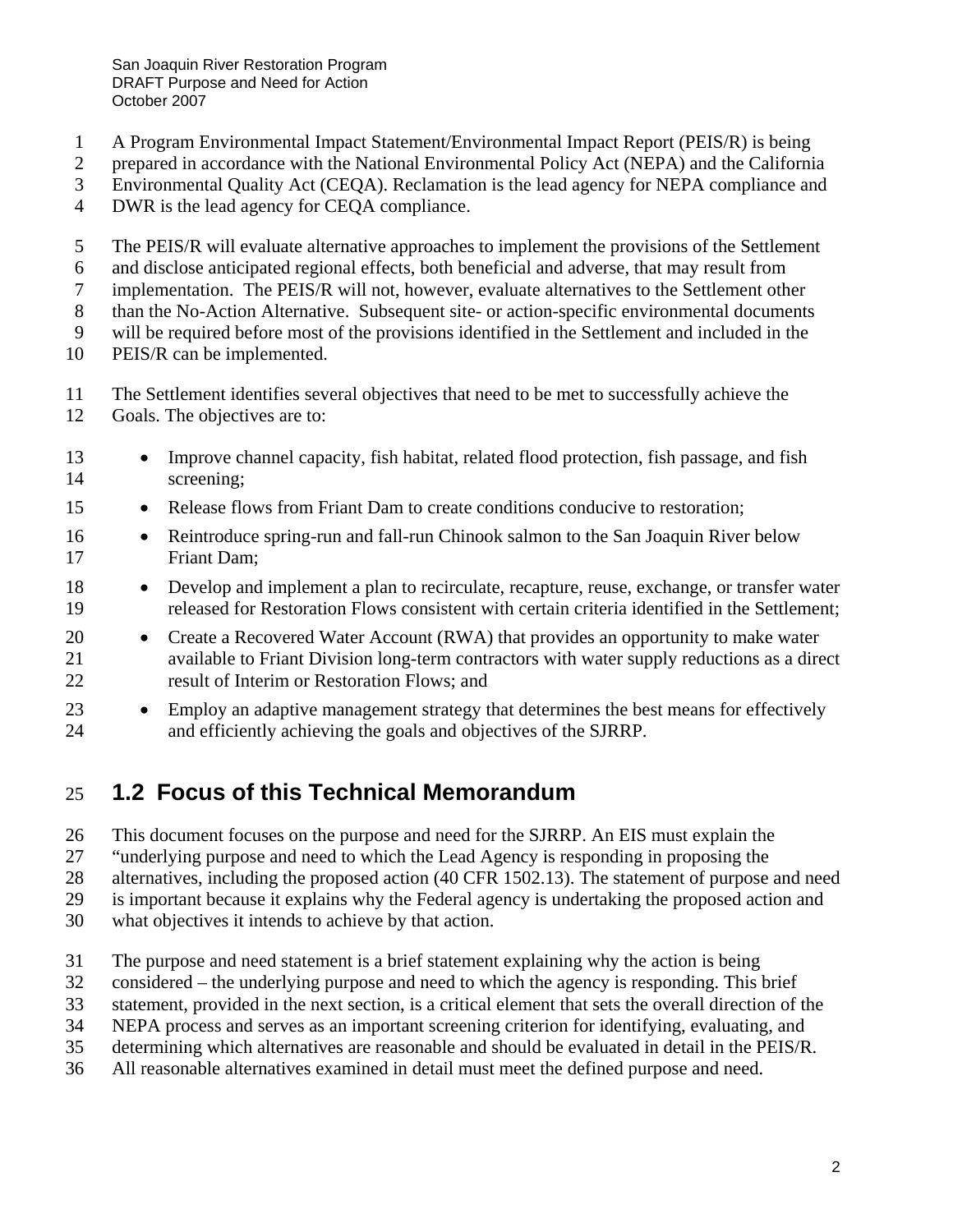A Program Environmental Impact Statement/Environmental Impact Report (PEIS/R) is being prepared in accordance with the National Environmental Policy Act (NEPA) and the California Environmental Quality Act (CEQA). Reclamation is the lead agency for NEPA compliance and DWR is the lead agency for CEQA compliance.

The PEIS/R will evaluate alternative approaches to implement the provisions of the Settlement and disclose anticipated regional effects, both beneficial and adverse, that may result from implementation. The PEIS/R will not, however, evaluate alternatives to the Settlement other than the No-Action Alternative. Subsequent site- or action-specific environmental documents will be required before most of the provisions identified in the Settlement and included in the PEIS/R can be implemented.

The Settlement identifies several objectives that need to be met to successfully achieve the Goals. The objectives are to:

- Improve channel capacity, fish habitat, related flood protection, fish passage, and fish screening;
- Release flows from Friant Dam to create conditions conducive to restoration;
- Reintroduce spring-run and fall-run Chinook salmon to the San Joaquin River below Friant Dam;
- Develop and implement a plan to recirculate, recapture, reuse, exchange, or transfer water released for Restoration Flows consistent with certain criteria identified in the Settlement;
- Create a Recovered Water Account (RWA) that provides an opportunity to make water available to Friant Division long-term contractors with water supply reductions as a direct result of Interim or Restoration Flows; and
- Employ an adaptive management strategy that determines the best means for effectively and efficiently achieving the goals and objectives of the SJRRP.

## 1.2 Focus of this Technical Memorandum

This document focuses on the purpose and need for the SJRRP. An EIS must explain the "underlying purpose and need to which the Lead Agency is responding in proposing the alternatives, including the proposed action (40 CFR 1502.13). The statement of purpose and need is important because it explains why the Federal agency is undertaking the proposed action and what objectives it intends to achieve by that action.

The purpose and need statement is a brief statement explaining why the action is being considered – the underlying purpose and need to which the agency is responding. This brief statement, provided in the next section, is a critical element that sets the overall direction of the NEPA process and serves as an important screening criterion for identifying, evaluating, and determining which alternatives are reasonable and should be evaluated in detail in the PEIS/R. All reasonable alternatives examined in detail must meet the defined purpose and need.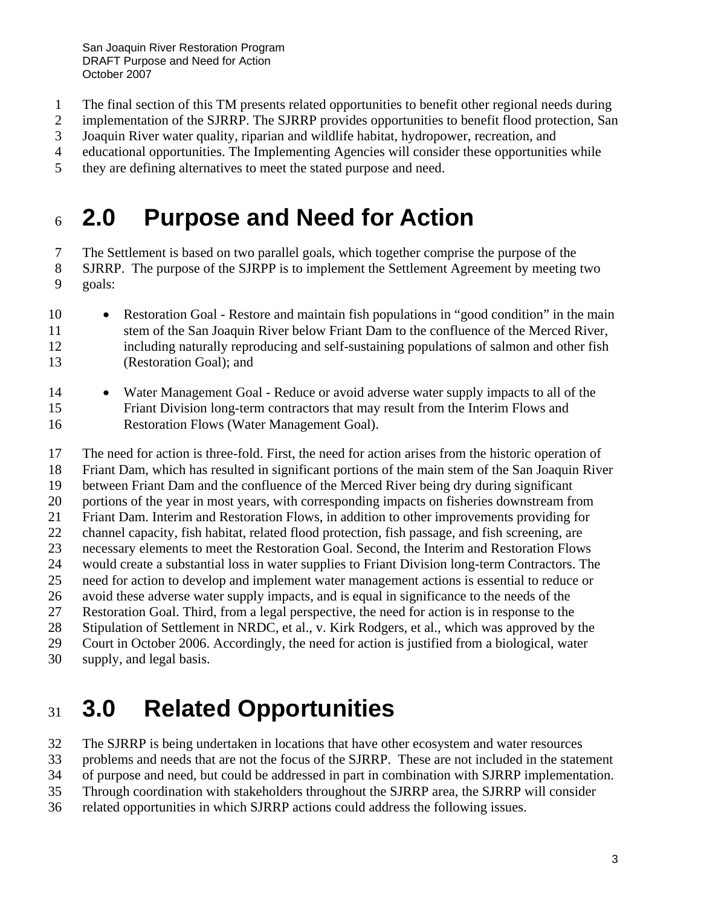The final section of this TM presents related opportunities to benefit other regional needs during implementation of the SJRRP. The SJRRP provides opportunities to benefit flood protection, San Joaquin River water quality, riparian and wildlife habitat, hydropower, recreation, and educational opportunities. The Implementing Agencies will consider these opportunities while they are defining alternatives to meet the stated purpose and need.

# 2.0 Purpose and Need for Action

The Settlement is based on two parallel goals, which together comprise the purpose of the SJRRP. The purpose of the SJRPP is to implement the Settlement Agreement by meeting two goals:

- Restoration Goal - Restore and maintain fish populations in "good condition" in the main stem of the San Joaquin River below Friant Dam to the confluence of the Merced River, including naturally reproducing and self-sustaining populations of salmon and other fish (Restoration Goal); and
- Water Management Goal - Reduce or avoid adverse water supply impacts to all of the Friant Division long-term contractors that may result from the Interim Flows and Restoration Flows (Water Management Goal).

The need for action is three-fold. First, the need for action arises from the historic operation of Friant Dam, which has resulted in significant portions of the main stem of the San Joaquin River between Friant Dam and the confluence of the Merced River being dry during significant portions of the year in most years, with corresponding impacts on fisheries downstream from Friant Dam. Interim and Restoration Flows, in addition to other improvements providing for channel capacity, fish habitat, related flood protection, fish passage, and fish screening, are necessary elements to meet the Restoration Goal. Second, the Interim and Restoration Flows would create a substantial loss in water supplies to Friant Division long-term Contractors. The need for action to develop and implement water management actions is essential to reduce or avoid these adverse water supply impacts, and is equal in significance to the needs of the Restoration Goal. Third, from a legal perspective, the need for action is in response to the Stipulation of Settlement in NRDC, et al., v. Kirk Rodgers, et al., which was approved by the Court in October 2006. Accordingly, the need for action is justified from a biological, water supply, and legal basis.

# 3.0 Related Opportunities

The SJRRP is being undertaken in locations that have other ecosystem and water resources problems and needs that are not the focus of the SJRRP. These are not included in the statement of purpose and need, but could be addressed in part in combination with SJRRP implementation. Through coordination with stakeholders throughout the SJRRP area, the SJRRP will consider related opportunities in which SJRRP actions could address the following issues.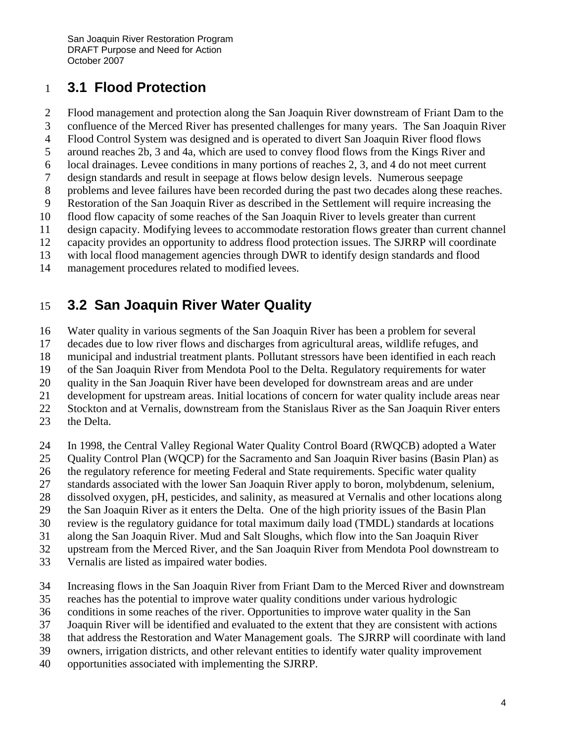## 3.1 Flood Protection

Flood management and protection along the San Joaquin River downstream of Friant Dam to the confluence of the Merced River has presented challenges for many years. The San Joaquin River Flood Control System was designed and is operated to divert San Joaquin River flood flows around reaches 2b, 3 and 4a, which are used to convey flood flows from the Kings River and local drainages. Levee conditions in many portions of reaches 2, 3, and 4 do not meet current design standards and result in seepage at flows below design levels. Numerous seepage problems and levee failures have been recorded during the past two decades along these reaches. Restoration of the San Joaquin River as described in the Settlement will require increasing the flood flow capacity of some reaches of the San Joaquin River to levels greater than current design capacity. Modifying levees to accommodate restoration flows greater than current channel capacity provides an opportunity to address flood protection issues. The SJRRP will coordinate with local flood management agencies through DWR to identify design standards and flood management procedures related to modified levees.

## 3.2 San Joaquin River Water Quality

Water quality in various segments of the San Joaquin River has been a problem for several decades due to low river flows and discharges from agricultural areas, wildlife refuges, and municipal and industrial treatment plants. Pollutant stressors have been identified in each reach of the San Joaquin River from Mendota Pool to the Delta. Regulatory requirements for water quality in the San Joaquin River have been developed for downstream areas and are under development for upstream areas. Initial locations of concern for water quality include areas near Stockton and at Vernalis, downstream from the Stanislaus River as the San Joaquin River enters the Delta.

In 1998, the Central Valley Regional Water Quality Control Board (RWQCB) adopted a Water Quality Control Plan (WQCP) for the Sacramento and San Joaquin River basins (Basin Plan) as the regulatory reference for meeting Federal and State requirements. Specific water quality standards associated with the lower San Joaquin River apply to boron, molybdenum, selenium, dissolved oxygen, pH, pesticides, and salinity, as measured at Vernalis and other locations along the San Joaquin River as it enters the Delta. One of the high priority issues of the Basin Plan review is the regulatory guidance for total maximum daily load (TMDL) standards at locations along the San Joaquin River. Mud and Salt Sloughs, which flow into the San Joaquin River upstream from the Merced River, and the San Joaquin River from Mendota Pool downstream to Vernalis are listed as impaired water bodies.

Increasing flows in the San Joaquin River from Friant Dam to the Merced River and downstream reaches has the potential to improve water quality conditions under various hydrologic conditions in some reaches of the river. Opportunities to improve water quality in the San Joaquin River will be identified and evaluated to the extent that they are consistent with actions that address the Restoration and Water Management goals. The SJRRP will coordinate with land owners, irrigation districts, and other relevant entities to identify water quality improvement opportunities associated with implementing the SJRRP.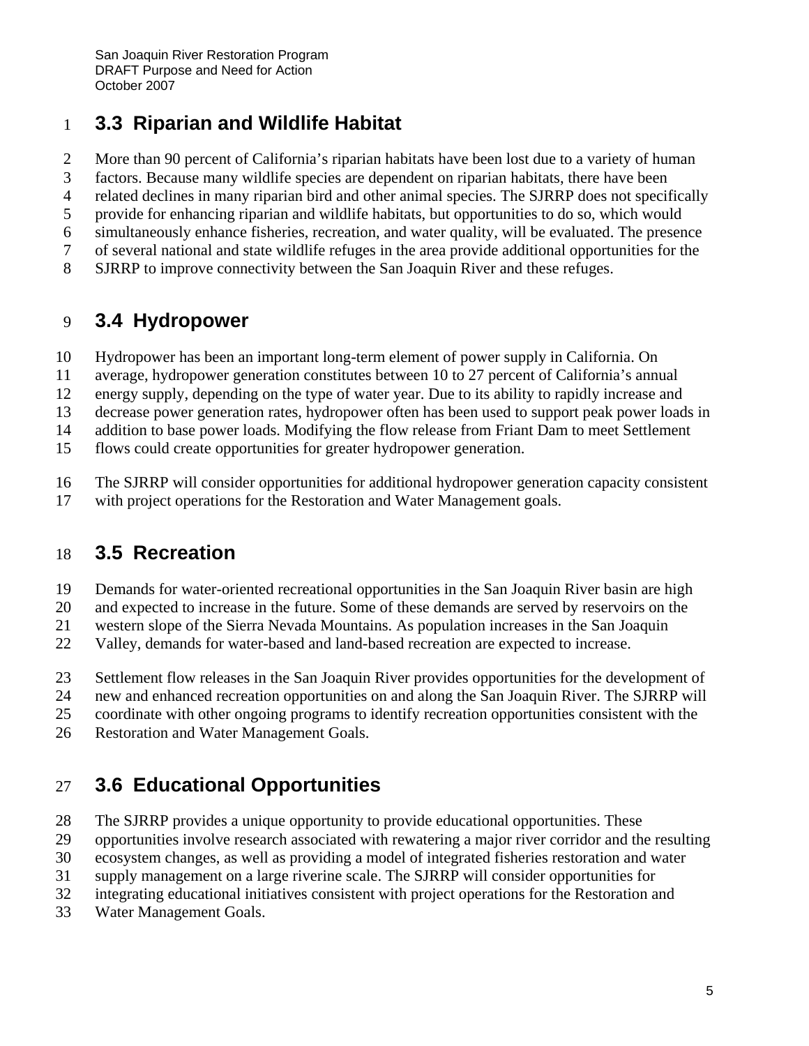## 3.3 Riparian and Wildlife Habitat

More than 90 percent of California's riparian habitats have been lost due to a variety of human factors. Because many wildlife species are dependent on riparian habitats, there have been related declines in many riparian bird and other animal species. The SJRRP does not specifically provide for enhancing riparian and wildlife habitats, but opportunities to do so, which would simultaneously enhance fisheries, recreation, and water quality, will be evaluated. The presence of several national and state wildlife refuges in the area provide additional opportunities for the SJRRP to improve connectivity between the San Joaquin River and these refuges.

## 3.4 Hydropower

Hydropower has been an important long-term element of power supply in California. On average, hydropower generation constitutes between 10 to 27 percent of California's annual energy supply, depending on the type of water year. Due to its ability to rapidly increase and decrease power generation rates, hydropower often has been used to support peak power loads in addition to base power loads. Modifying the flow release from Friant Dam to meet Settlement flows could create opportunities for greater hydropower generation.

The SJRRP will consider opportunities for additional hydropower generation capacity consistent with project operations for the Restoration and Water Management goals.

## 3.5 Recreation

Demands for water-oriented recreational opportunities in the San Joaquin River basin are high and expected to increase in the future. Some of these demands are served by reservoirs on the western slope of the Sierra Nevada Mountains. As population increases in the San Joaquin Valley, demands for water-based and land-based recreation are expected to increase.

Settlement flow releases in the San Joaquin River provides opportunities for the development of new and enhanced recreation opportunities on and along the San Joaquin River. The SJRRP will coordinate with other ongoing programs to identify recreation opportunities consistent with the Restoration and Water Management Goals.

## 3.6 Educational Opportunities

The SJRRP provides a unique opportunity to provide educational opportunities. These opportunities involve research associated with rewatering a major river corridor and the resulting ecosystem changes, as well as providing a model of integrated fisheries restoration and water supply management on a large riverine scale. The SJRRP will consider opportunities for integrating educational initiatives consistent with project operations for the Restoration and Water Management Goals.